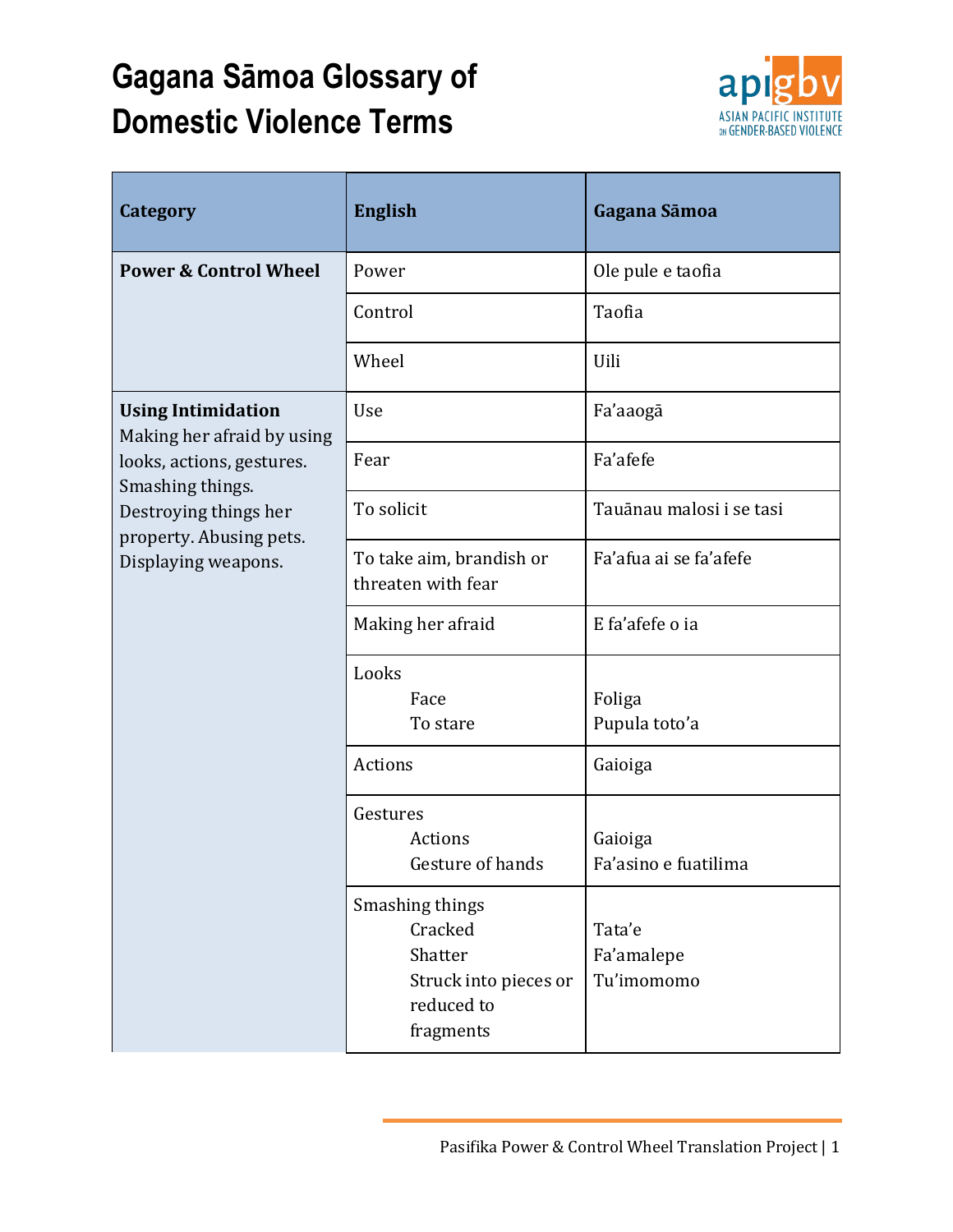# Gagana Sāmoa Glossary of Domestic Violence Terms

| Category | English | Gagana Sāmoa |
|---|---|---|
| **Power & Control Wheel** | Power | Ole pule e taofia |
| | Control | Taofia |
| | Wheel | Uili |
| **Using Intimidation** Making her afraid by using looks, actions, gestures. Smashing things. Destroying things her property. Abusing pets. Displaying weapons. | Use | Fa'aaogā |
| | Fear | Fa'afefe |
| | To solicit | Tauānau malosi i se tasi |
| | To take aim, brandish or threaten with fear | Fa'afua ai se fa'afefe |
| | Making her afraid | E fa'afefe o ia |
| | Looks<br>Face<br>To stare | <br>Foliga<br>Pupula toto'a |
| | Actions | Gaioiga |
| | Gestures<br>Actions<br>Gesture of hands | <br>Gaioiga<br>Fa'asino e fuatilima |
| | Smashing things<br>Cracked<br>Shatter<br>Struck into pieces or reduced to fragments | <br>Tata'e<br>Fa'amalepe<br>Tu'imomomo |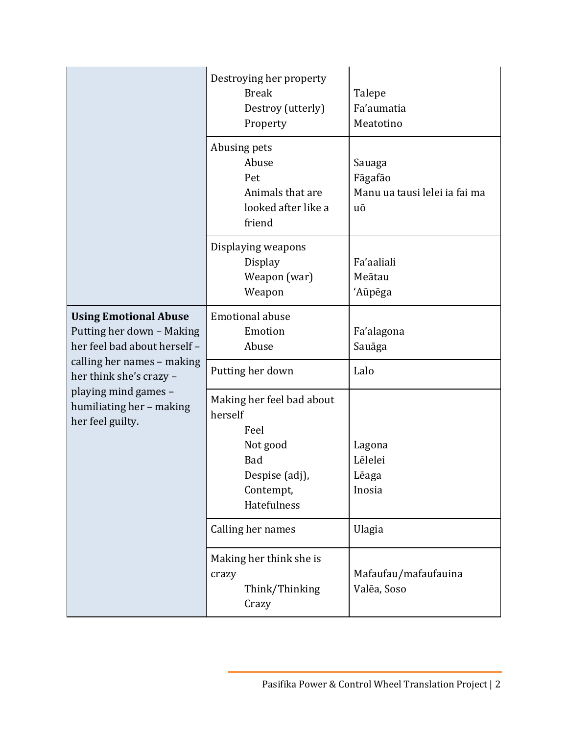| | | |
|---|---|---|
| | Destroying her property<br>Break<br>Destroy (utterly)<br>Property | Talepe<br>Fa'aumatia<br>Meatotino |
| | Abusing pets<br>Abuse<br>Pet<br>Animals that are looked after like a friend | Sauaga<br>Fāgafāo<br>Manu ua tausi lelei ia fai ma uō |
| | Displaying weapons<br>Display<br>Weapon (war)<br>Weapon | Fa'aaliali<br>Meātau<br>'Aūpēga |
| **Using Emotional Abuse**<br>Putting her down – Making her feel bad about herself – calling her names – making her think she's crazy – playing mind games – humiliating her – making her feel guilty. | Emotional abuse<br>Emotion<br>Abuse | Fa'alagona<br>Sauāga |
| | Putting her down | Lalo |
| | Making her feel bad about herself<br>Feel<br>Not good<br>Bad<br>Despise (adj),<br>Contempt,<br>Hatefulness | Lagona<br>Lēlelei<br>Lēaga<br>Inosia |
| | Calling her names | Ulagia |
| | Making her think she is crazy<br>Think/Thinking<br>Crazy | Mafaufau/mafaufauina<br>Valēa, Soso |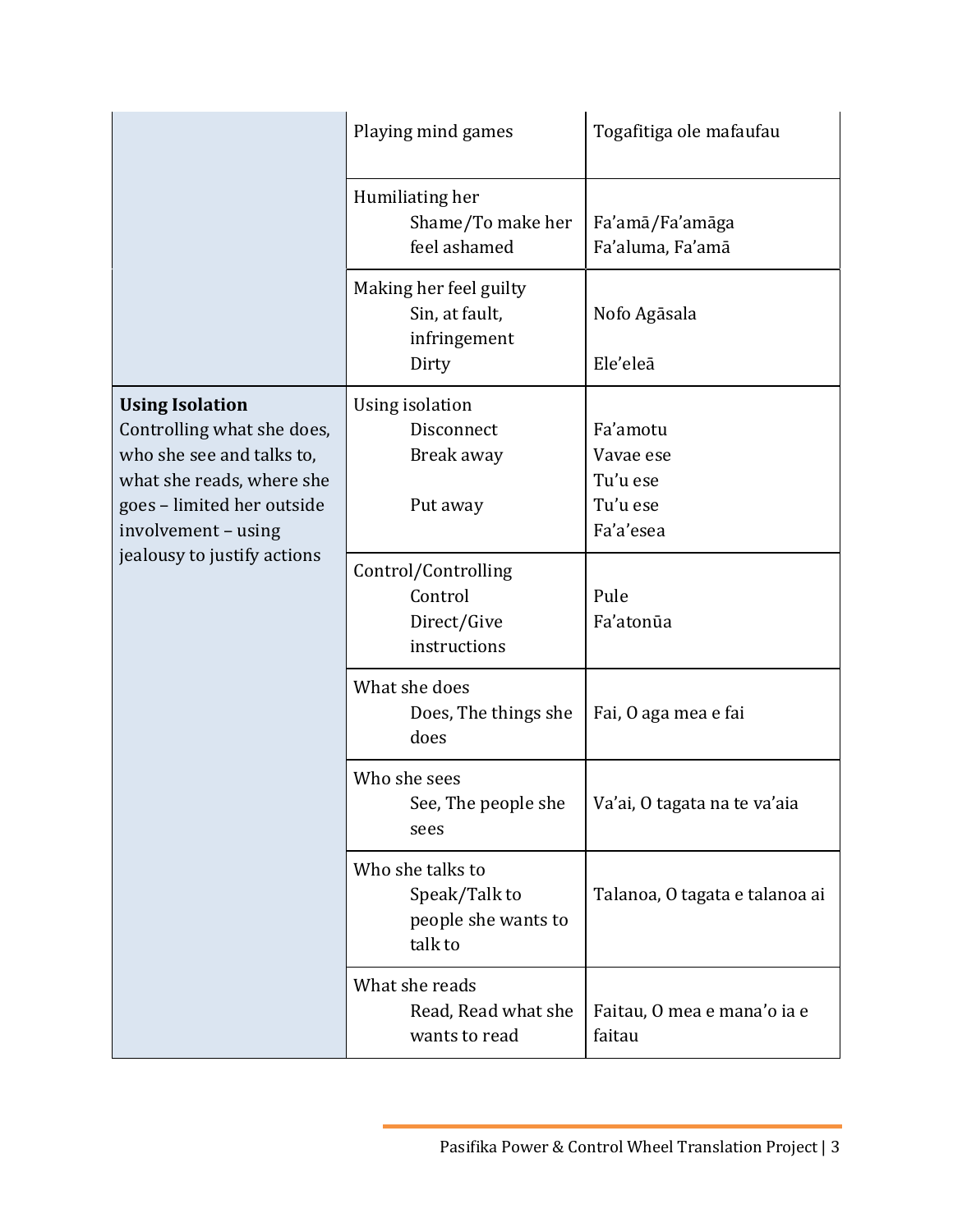| | | |
|---|---|---|
| | Playing mind games | Togafitiga ole mafaufau |
| | Humiliating her<br>Shame/To make her feel ashamed | Fa'amā/Fa'amāga<br>Fa'aluma, Fa'amā |
| | Making her feel guilty<br>Sin, at fault, infringement<br>Dirty | Nofo Agāsala<br><br>Ele'eleā |
| **Using Isolation**<br>Controlling what she does, who she see and talks to, what she reads, where she goes – limited her outside involvement – using jealousy to justify actions | Using isolation<br>Disconnect<br>Break away<br><br>Put away | Fa'amotu<br>Vavae ese<br>Tu'u ese<br>Tu'u ese<br>Fa'a'esea |
| | Control/Controlling<br>Control<br>Direct/Give instructions | Pule<br>Fa'atonūa |
| | What she does<br>Does, The things she does | Fai, O aga mea e fai |
| | Who she sees<br>See, The people she sees | Va'ai, O tagata na te va'aia |
| | Who she talks to<br>Speak/Talk to people she wants to talk to | Talanoa, O tagata e talanoa ai |
| | What she reads<br>Read, Read what she wants to read | Faitau, O mea e mana'o ia e faitau |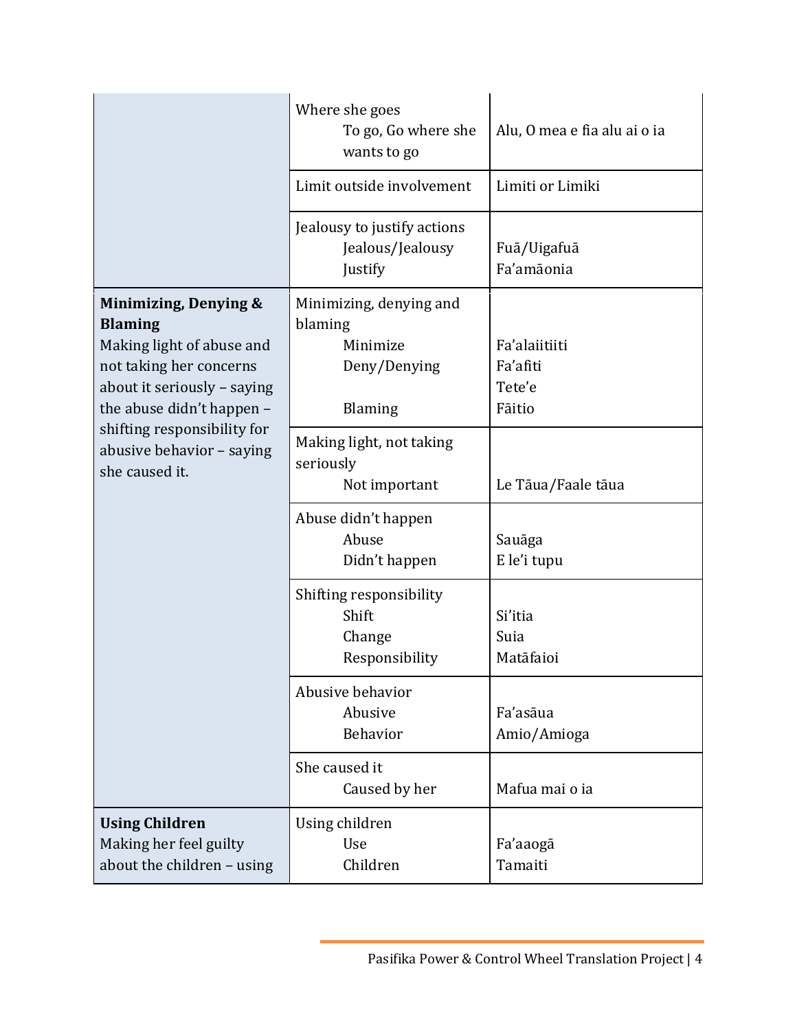| | | |
|---|---|---|
| | Where she goes<br>To go, Go where she wants to go | Alu, O mea e fia alu ai o ia |
| | Limit outside involvement | Limiti or Limiki |
| | Jealousy to justify actions<br>Jealous/Jealousy<br>Justify | <br>Fuā/Uigafuā<br>Fa'amāonia |
| **Minimizing, Denying & Blaming**<br>Making light of abuse and not taking her concerns about it seriously – saying the abuse didn't happen – shifting responsibility for abusive behavior – saying she caused it. | Minimizing, denying and blaming<br>Minimize<br>Deny/Denying<br><br>Blaming | <br><br>Fa'alaiitiiti<br>Fa'afiti<br>Tete'e<br>Fāitio |
| | Making light, not taking seriously<br>Not important | <br><br>Le Tāua/Faale tāua |
| | Abuse didn't happen<br>Abuse<br>Didn't happen | <br>Sauāga<br>E le'i tupu |
| | Shifting responsibility<br>Shift<br>Change<br>Responsibility | <br>Si'itia<br>Suia<br>Matāfaioi |
| | Abusive behavior<br>Abusive<br>Behavior | <br>Fa'asāua<br>Amio/Amioga |
| | She caused it<br>Caused by her | <br>Mafua mai o ia |
| **Using Children**<br>Making her feel guilty about the children – using | Using children<br>Use<br>Children | <br>Fa'aaogā<br>Tamaiti |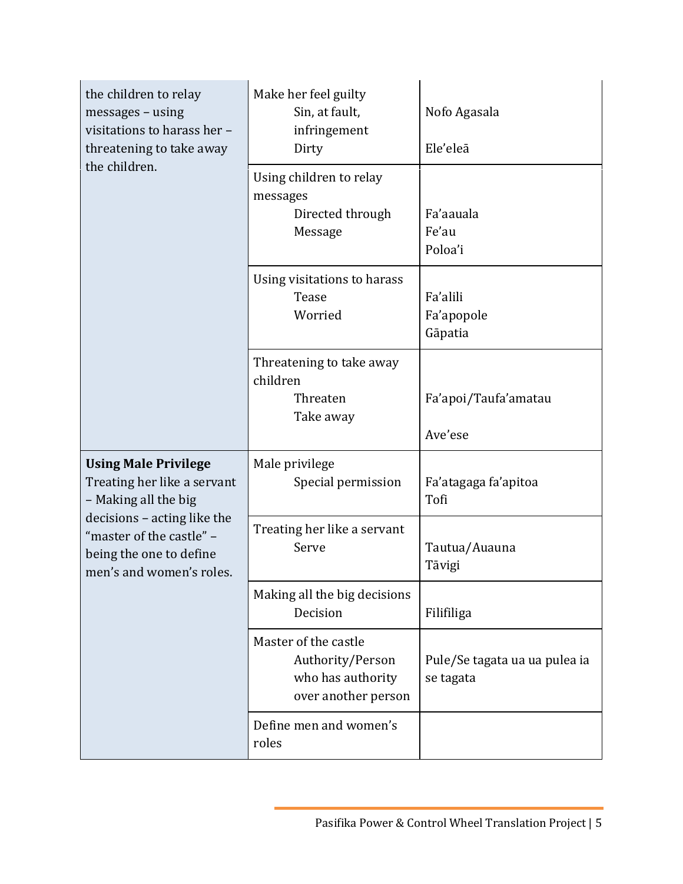| | | |
|---|---|---|
| the children to relay messages – using visitations to harass her – threatening to take away the children. | Make her feel guilty<br>Sin, at fault, infringement<br>Dirty | Nofo Agasala<br><br>Ele'eleā |
| | Using children to relay messages<br>Directed through<br>Message | Fa'aauala<br>Fe'au<br>Poloa'i |
| | Using visitations to harass<br>Tease<br>Worried | Fa'alili<br>Fa'apopole<br>Gāpatia |
| | Threatening to take away children<br>Threaten<br>Take away | Fa'apoi/Taufa'amatau<br><br>Ave'ese |
| **Using Male Privilege**<br>Treating her like a servant – Making all the big decisions – acting like the "master of the castle" – being the one to define men's and women's roles. | Male privilege<br>Special permission | Fa'atagaga fa'apitoa<br>Tofi |
| | Treating her like a servant<br>Serve | Tautua/Auauna<br>Tāvigi |
| | Making all the big decisions<br>Decision | Filifiliga |
| | Master of the castle<br>Authority/Person who has authority over another person | Pule/Se tagata ua ua pulea ia se tagata |
| | Define men and women's roles | |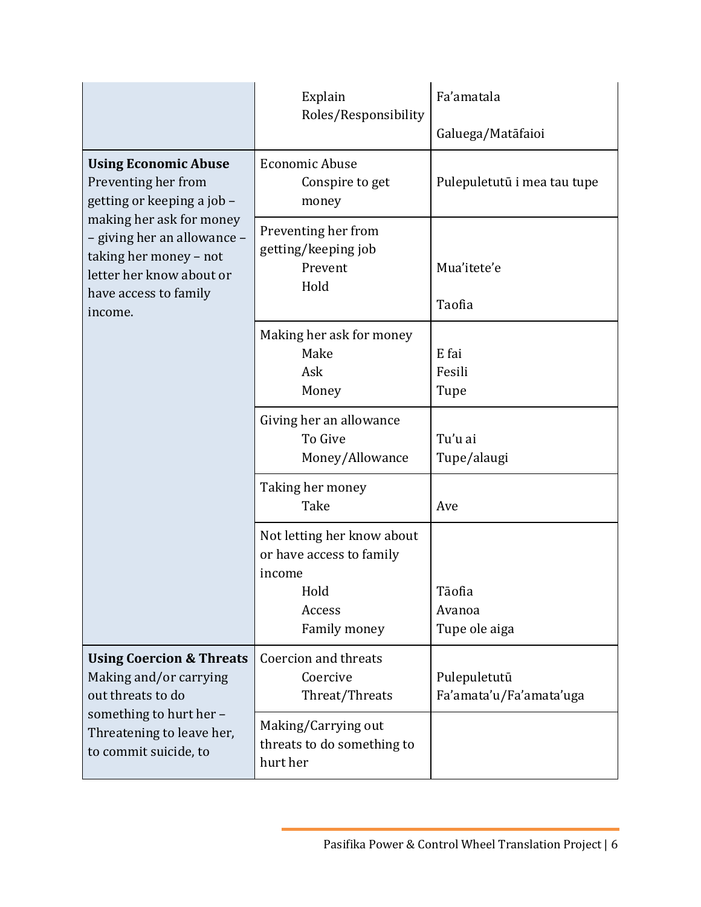| | | |
|---|---|---|
| | Explain<br>Roles/Responsibility | Fa'amatala<br><br>Galuega/Matāfaioi |
| **Using Economic Abuse**<br>Preventing her from getting or keeping a job – making her ask for money – giving her an allowance – taking her money – not letter her know about or have access to family income. | Economic Abuse<br>Conspire to get money | Pulepuletutū i mea tau tupe |
| | Preventing her from getting/keeping job<br>Prevent<br>Hold | Mua'itete'e<br><br>Taofia |
| | Making her ask for money<br>Make<br>Ask<br>Money | E fai<br>Fesili<br>Tupe |
| | Giving her an allowance<br>To Give<br>Money/Allowance | Tu'u ai<br>Tupe/alaugi |
| | Taking her money<br>Take | Ave |
| | Not letting her know about or have access to family income<br>Hold<br>Access<br>Family money | Tāofia<br>Avanoa<br>Tupe ole aiga |
| **Using Coercion & Threats**<br>Making and/or carrying out threats to do something to hurt her – Threatening to leave her, to commit suicide, to | Coercion and threats<br>Coercive<br>Threat/Threats | Pulepuletutū<br>Fa'amata'u/Fa'amata'uga |
| | Making/Carrying out threats to do something to hurt her | |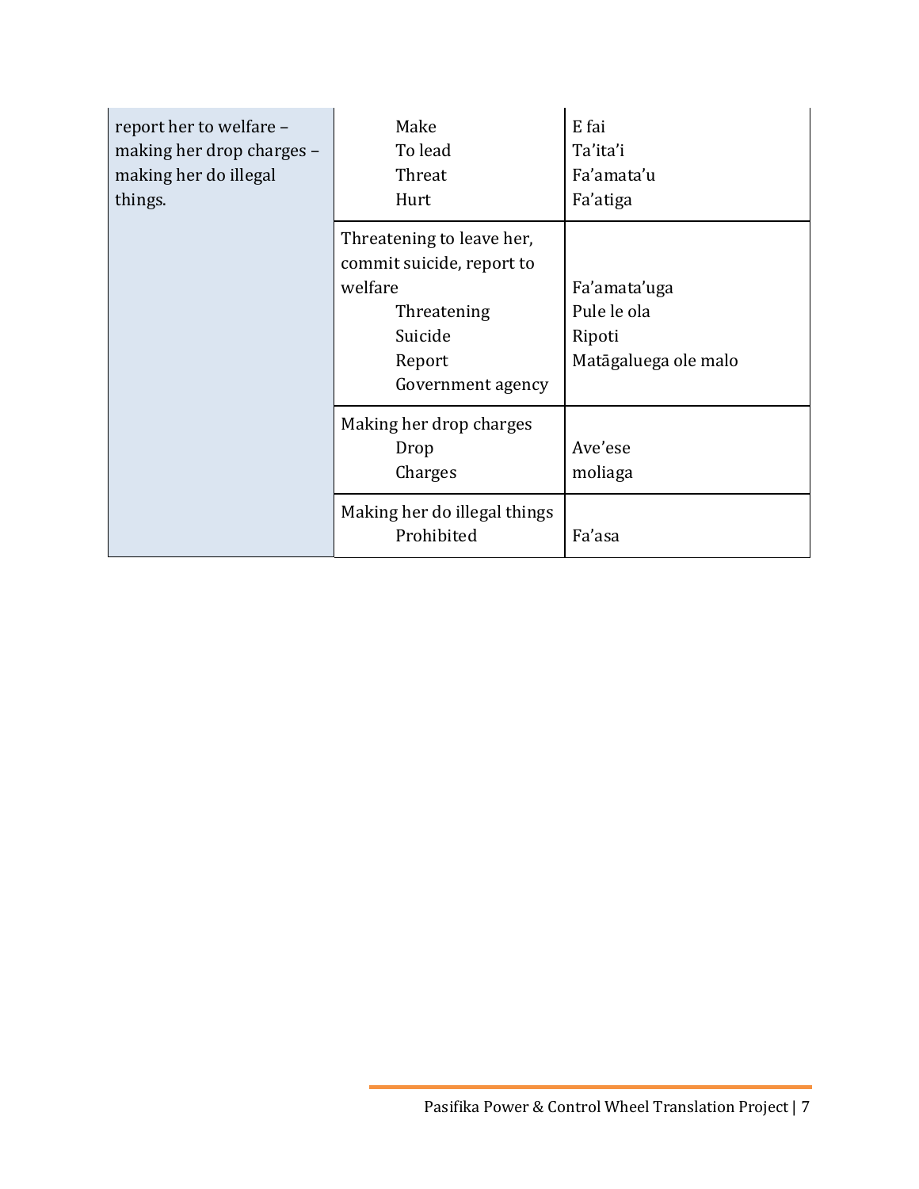| | | |
|---|---|---|
| report her to welfare – making her drop charges – making her do illegal things. | Make<br>To lead<br>Threat<br>Hurt | E fai<br>Ta'ita'i<br>Fa'amata'u<br>Fa'atiga |
| | Threatening to leave her, commit suicide, report to welfare<br>Threatening<br>Suicide<br>Report<br>Government agency | Fa'amata'uga<br>Pule le ola<br>Ripoti<br>Matāgaluega ole malo |
| | Making her drop charges<br>Drop<br>Charges | Ave'ese<br>moliaga |
| | Making her do illegal things<br>Prohibited | Fa'asa |